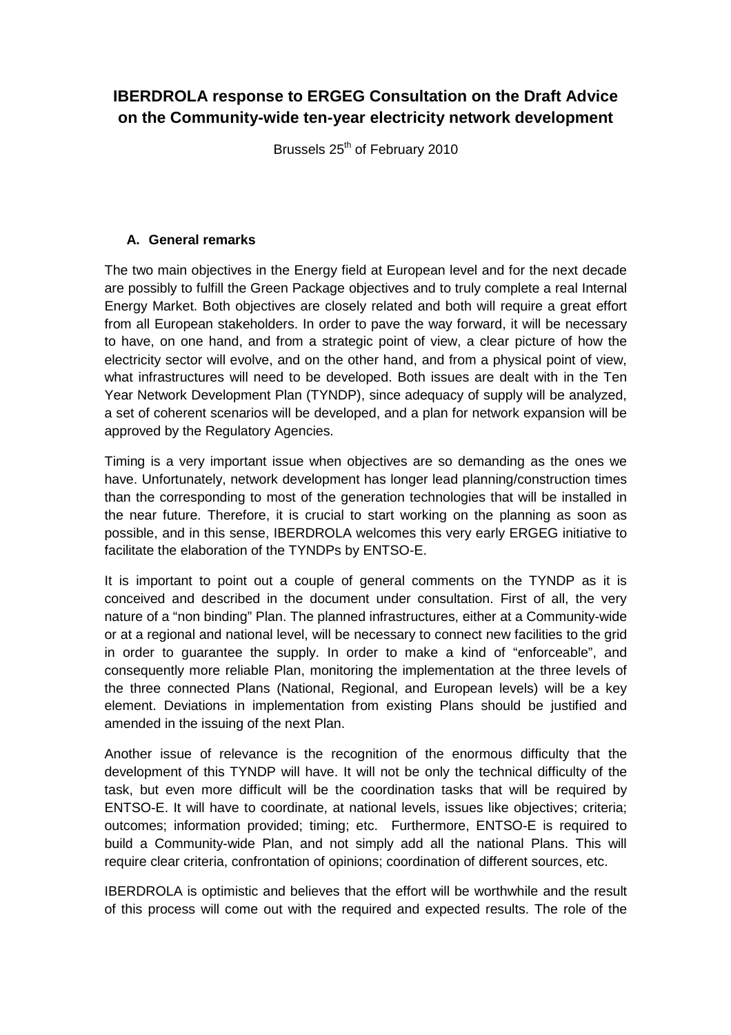# IBERDROLA response to ERGEG Consultation on the Draft Advice on the Community-wide ten-year electricity network development

Brussels 25th of February 2010

## A. General remarks

The two main objectives in the Energy field at European level and for the next decade are possibly to fulfill the Green Package objectives and to truly complete a real Internal Energy Market. Both objectives are closely related and both will require a great effort from all European stakeholders. In order to pave the way forward, it will be necessary to have, on one hand, and from a strategic point of view, a clear picture of how the electricity sector will evolve, and on the other hand, and from a physical point of view, what infrastructures will need to be developed. Both issues are dealt with in the Ten Year Network Development Plan (TYNDP), since adequacy of supply will be analyzed, a set of coherent scenarios will be developed, and a plan for network expansion will be approved by the Regulatory Agencies.

Timing is a very important issue when objectives are so demanding as the ones we have. Unfortunately, network development has longer lead planning/construction times than the corresponding to most of the generation technologies that will be installed in the near future. Therefore, it is crucial to start working on the planning as soon as possible, and in this sense, IBERDROLA welcomes this very early ERGEG initiative to facilitate the elaboration of the TYNDPs by ENTSO-E.

It is important to point out a couple of general comments on the TYNDP as it is conceived and described in the document under consultation. First of all, the very nature of a "non binding" Plan. The planned infrastructures, either at a Community-wide or at a regional and national level, will be necessary to connect new facilities to the grid in order to guarantee the supply. In order to make a kind of "enforceable", and consequently more reliable Plan, monitoring the implementation at the three levels of the three connected Plans (National, Regional, and European levels) will be a key element. Deviations in implementation from existing Plans should be justified and amended in the issuing of the next Plan.

Another issue of relevance is the recognition of the enormous difficulty that the development of this TYNDP will have. It will not be only the technical difficulty of the task, but even more difficult will be the coordination tasks that will be required by ENTSO-E. It will have to coordinate, at national levels, issues like objectives; criteria; outcomes; information provided; timing; etc. Furthermore, ENTSO-E is required to build a Community-wide Plan, and not simply add all the national Plans. This will require clear criteria, confrontation of opinions; coordination of different sources, etc.

IBERDROLA is optimistic and believes that the effort will be worthwhile and the result of this process will come out with the required and expected results. The role of the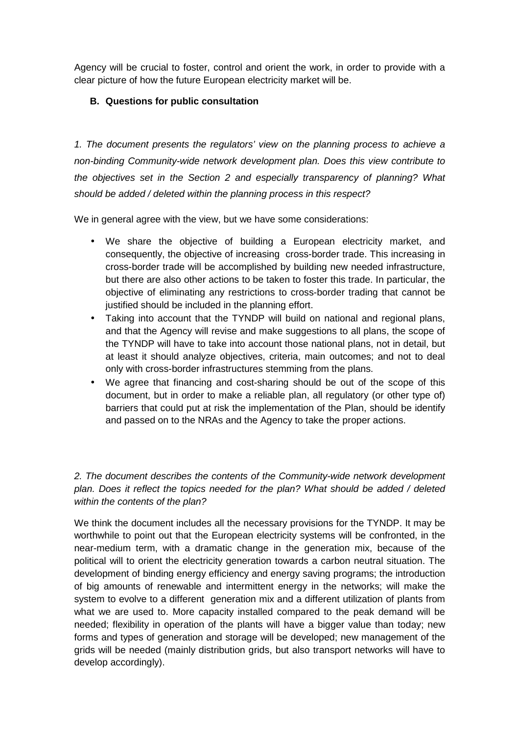Agency will be crucial to foster, control and orient the work, in order to provide with a clear picture of how the future European electricity market will be.

### B. Questions for public consultation

*1. The document presents the regulators' view on the planning process to achieve a non-binding Community-wide network development plan. Does this view contribute to the objectives set in the Section 2 and especially transparency of planning? What should be added / deleted within the planning process in this respect?*

We in general agree with the view, but we have some considerations:

- We share the objective of building a European electricity market, and consequently, the objective of increasing cross-border trade. This increasing in cross-border trade will be accomplished by building new needed infrastructure, but there are also other actions to be taken to foster this trade. In particular, the objective of eliminating any restrictions to cross-border trading that cannot be justified should be included in the planning effort.
- Taking into account that the TYNDP will build on national and regional plans, and that the Agency will revise and make suggestions to all plans, the scope of the TYNDP will have to take into account those national plans, not in detail, but at least it should analyze objectives, criteria, main outcomes; and not to deal only with cross-border infrastructures stemming from the plans.
- We agree that financing and cost-sharing should be out of the scope of this document, but in order to make a reliable plan, all regulatory (or other type of) barriers that could put at risk the implementation of the Plan, should be identify and passed on to the NRAs and the Agency to take the proper actions.

*2. The document describes the contents of the Community-wide network development plan. Does it reflect the topics needed for the plan? What should be added / deleted within the contents of the plan?*

We think the document includes all the necessary provisions for the TYNDP. It may be worthwhile to point out that the European electricity systems will be confronted, in the near-medium term, with a dramatic change in the generation mix, because of the political will to orient the electricity generation towards a carbon neutral situation. The development of binding energy efficiency and energy saving programs; the introduction of big amounts of renewable and intermittent energy in the networks; will make the system to evolve to a different generation mix and a different utilization of plants from what we are used to. More capacity installed compared to the peak demand will be needed; flexibility in operation of the plants will have a bigger value than today; new forms and types of generation and storage will be developed; new management of the grids will be needed (mainly distribution grids, but also transport networks will have to develop accordingly).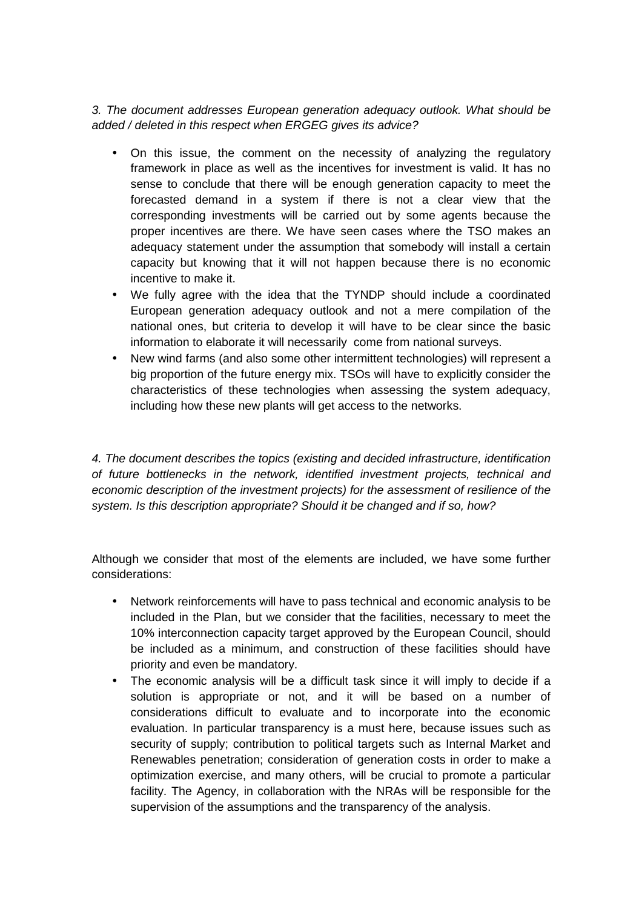*3. The document addresses European generation adequacy outlook. What should be added / deleted in this respect when ERGEG gives its advice?*

- On this issue, the comment on the necessity of analyzing the regulatory framework in place as well as the incentives for investment is valid. It has no sense to conclude that there will be enough generation capacity to meet the forecasted demand in a system if there is not a clear view that the corresponding investments will be carried out by some agents because the proper incentives are there. We have seen cases where the TSO makes an adequacy statement under the assumption that somebody will install a certain capacity but knowing that it will not happen because there is no economic incentive to make it.
- We fully agree with the idea that the TYNDP should include a coordinated European generation adequacy outlook and not a mere compilation of the national ones, but criteria to develop it will have to be clear since the basic information to elaborate it will necessarily come from national surveys.
- New wind farms (and also some other intermittent technologies) will represent a big proportion of the future energy mix. TSOs will have to explicitly consider the characteristics of these technologies when assessing the system adequacy, including how these new plants will get access to the networks.

*4. The document describes the topics (existing and decided infrastructure, identification of future bottlenecks in the network, identified investment projects, technical and economic description of the investment projects) for the assessment of resilience of the system. Is this description appropriate? Should it be changed and if so, how?*

Although we consider that most of the elements are included, we have some further considerations:

- Network reinforcements will have to pass technical and economic analysis to be included in the Plan, but we consider that the facilities, necessary to meet the 10% interconnection capacity target approved by the European Council, should be included as a minimum, and construction of these facilities should have priority and even be mandatory.
- The economic analysis will be a difficult task since it will imply to decide if a solution is appropriate or not, and it will be based on a number of considerations difficult to evaluate and to incorporate into the economic evaluation. In particular transparency is a must here, because issues such as security of supply; contribution to political targets such as Internal Market and Renewables penetration; consideration of generation costs in order to make a optimization exercise, and many others, will be crucial to promote a particular facility. The Agency, in collaboration with the NRAs will be responsible for the supervision of the assumptions and the transparency of the analysis.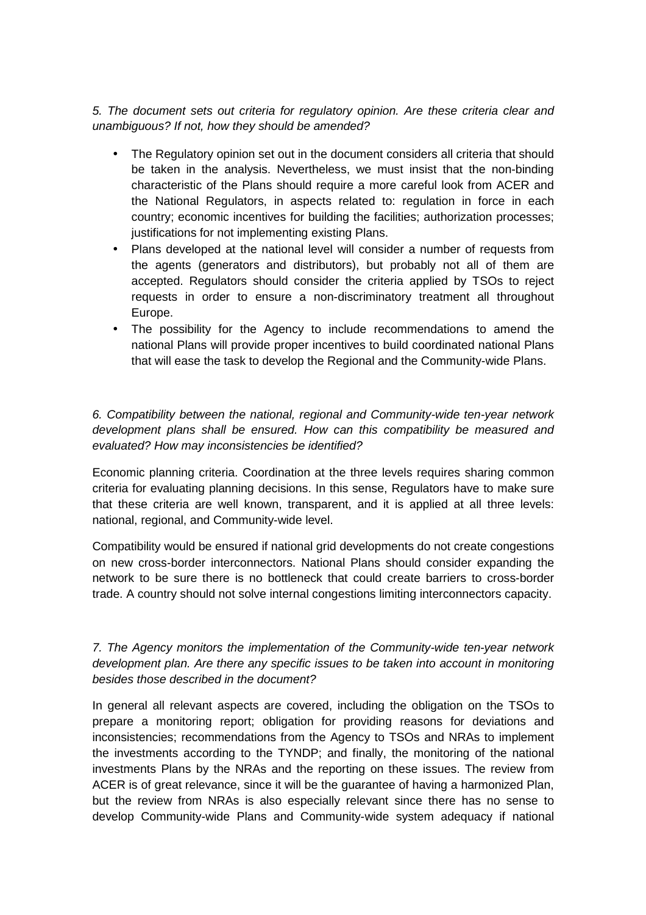*5. The document sets out criteria for regulatory opinion. Are these criteria clear and unambiguous? If not, how they should be amended?*

- The Regulatory opinion set out in the document considers all criteria that should be taken in the analysis. Nevertheless, we must insist that the non-binding characteristic of the Plans should require a more careful look from ACER and the National Regulators, in aspects related to: regulation in force in each country; economic incentives for building the facilities; authorization processes; justifications for not implementing existing Plans.
- Plans developed at the national level will consider a number of requests from the agents (generators and distributors), but probably not all of them are accepted. Regulators should consider the criteria applied by TSOs to reject requests in order to ensure a non-discriminatory treatment all throughout Europe.
- The possibility for the Agency to include recommendations to amend the national Plans will provide proper incentives to build coordinated national Plans that will ease the task to develop the Regional and the Community-wide Plans.

*6. Compatibility between the national, regional and Community-wide ten-year network development plans shall be ensured. How can this compatibility be measured and evaluated? How may inconsistencies be identified?*

Economic planning criteria. Coordination at the three levels requires sharing common criteria for evaluating planning decisions. In this sense, Regulators have to make sure that these criteria are well known, transparent, and it is applied at all three levels: national, regional, and Community-wide level.

Compatibility would be ensured if national grid developments do not create congestions on new cross-border interconnectors. National Plans should consider expanding the network to be sure there is no bottleneck that could create barriers to cross-border trade. A country should not solve internal congestions limiting interconnectors capacity.

*7. The Agency monitors the implementation of the Community-wide ten-year network development plan. Are there any specific issues to be taken into account in monitoring besides those described in the document?*

In general all relevant aspects are covered, including the obligation on the TSOs to prepare a monitoring report; obligation for providing reasons for deviations and inconsistencies; recommendations from the Agency to TSOs and NRAs to implement the investments according to the TYNDP; and finally, the monitoring of the national investments Plans by the NRAs and the reporting on these issues. The review from ACER is of great relevance, since it will be the guarantee of having a harmonized Plan, but the review from NRAs is also especially relevant since there has no sense to develop Community-wide Plans and Community-wide system adequacy if national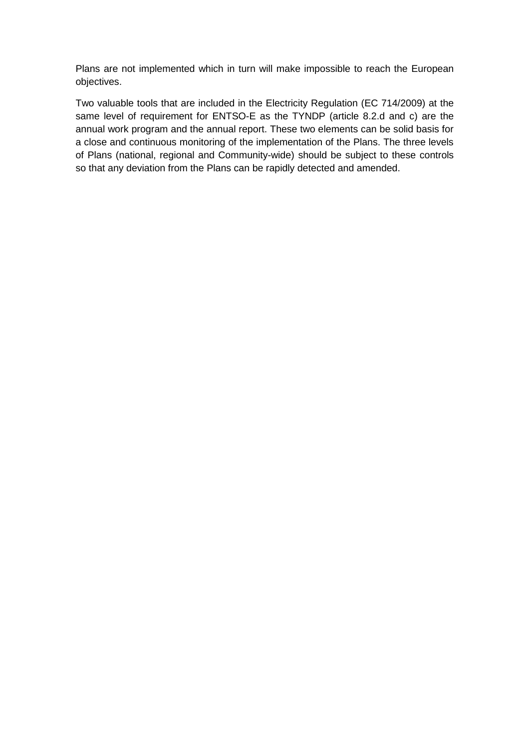Plans are not implemented which in turn will make impossible to reach the European objectives.

Two valuable tools that are included in the Electricity Regulation (EC 714/2009) at the same level of requirement for ENTSO-E as the TYNDP (article 8.2.d and c) are the annual work program and the annual report. These two elements can be solid basis for a close and continuous monitoring of the implementation of the Plans. The three levels of Plans (national, regional and Community-wide) should be subject to these controls so that any deviation from the Plans can be rapidly detected and amended.